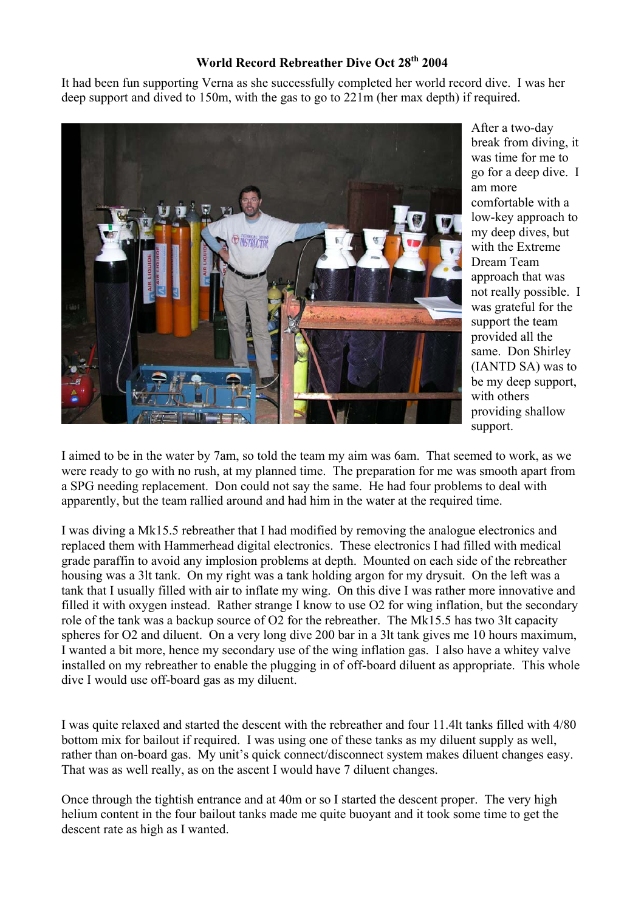# World Record Rebreather Dive Oct 28th 2004

It had been fun supporting Verna as she successfully completed her world record dive. I was her deep support and dived to 150m, with the gas to go to 221m (her max depth) if required.

After a two-day break from diving, it was time for me to go for a deep dive. I am more comfortable with a low-key approach to my deep dives, but with the Extreme Dream Team approach that was not really possible. I was grateful for the support the team provided all the same. Don Shirley (IANTD SA) was to be my deep support, with others providing shallow support.

I aimed to be in the water by 7am, so told the team my aim was 6am. That seemed to work, as we were ready to go with no rush, at my planned time. The preparation for me was smooth apart from a SPG needing replacement. Don could not say the same. He had four problems to deal with apparently, but the team rallied around and had him in the water at the required time.

I was diving a Mk15.5 rebreather that I had modified by removing the analogue electronics and replaced them with Hammerhead digital electronics. These electronics I had filled with medical grade paraffin to avoid any implosion problems at depth. Mounted on each side of the rebreather housing was a 3lt tank. On my right was a tank holding argon for my drysuit. On the left was a tank that I usually filled with air to inflate my wing. On this dive I was rather more innovative and filled it with oxygen instead. Rather strange I know to use O2 for wing inflation, but the secondary role of the tank was a backup source of O2 for the rebreather. The Mk15.5 has two 3lt capacity spheres for O2 and diluent. On a very long dive 200 bar in a 3lt tank gives me 10 hours maximum, I wanted a bit more, hence my secondary use of the wing inflation gas. I also have a whitey valve installed on my rebreather to enable the plugging in of off-board diluent as appropriate. This whole dive I would use off-board gas as my diluent.

I was quite relaxed and started the descent with the rebreather and four 11.4lt tanks filled with 4/80 bottom mix for bailout if required. I was using one of these tanks as my diluent supply as well, rather than on-board gas. My unit's quick connect/disconnect system makes diluent changes easy. That was as well really, as on the ascent I would have 7 diluent changes.

Once through the tightish entrance and at 40m or so I started the descent proper. The very high helium content in the four bailout tanks made me quite buoyant and it took some time to get the descent rate as high as I wanted.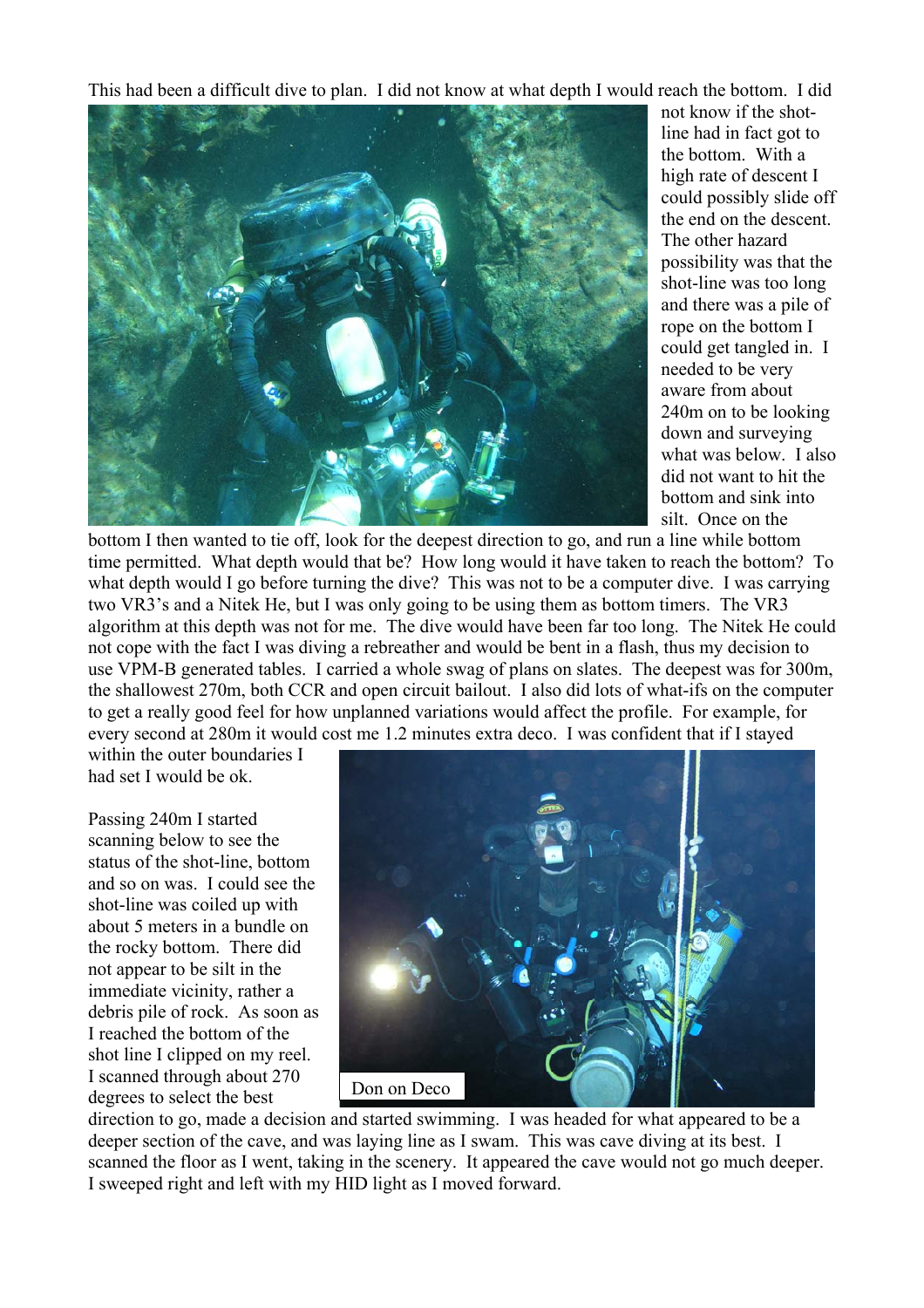This had been a difficult dive to plan. I did not know at what depth I would reach the bottom. I did not know if the shot-line had in fact got to the bottom. With a high rate of descent I could possibly slide off the end on the descent. The other hazard possibility was that the shot-line was too long and there was a pile of rope on the bottom I could get tangled in. I needed to be very aware from about 240m on to be looking down and surveying what was below. I also did not want to hit the bottom and sink into silt. Once on the bottom I then wanted to tie off, look for the deepest direction to go, and run a line while bottom time permitted. What depth would that be? How long would it have taken to reach the bottom? To what depth would I go before turning the dive? This was not to be a computer dive. I was carrying two VR3's and a Nitek He, but I was only going to be using them as bottom timers. The VR3 algorithm at this depth was not for me. The dive would have been far too long. The Nitek He could not cope with the fact I was diving a rebreather and would be bent in a flash, thus my decision to use VPM-B generated tables. I carried a whole swag of plans on slates. The deepest was for 300m, the shallowest 270m, both CCR and open circuit bailout. I also did lots of what-ifs on the computer to get a really good feel for how unplanned variations would affect the profile. For example, for every second at 280m it would cost me 1.2 minutes extra deco. I was confident that if I stayed within the outer boundaries I had set I would be ok.

Passing 240m I started scanning below to see the status of the shot-line, bottom and so on was. I could see the shot-line was coiled up with about 5 meters in a bundle on the rocky bottom. There did not appear to be silt in the immediate vicinity, rather a debris pile of rock. As soon as I reached the bottom of the shot line I clipped on my reel. I scanned through about 270 degrees to select the best direction to go, made a decision and started swimming. I was headed for what appeared to be a deeper section of the cave, and was laying line as I swam. This was cave diving at its best. I scanned the floor as I went, taking in the scenery. It appeared the cave would not go much deeper. I sweeped right and left with my HID light as I moved forward.

Don on Deco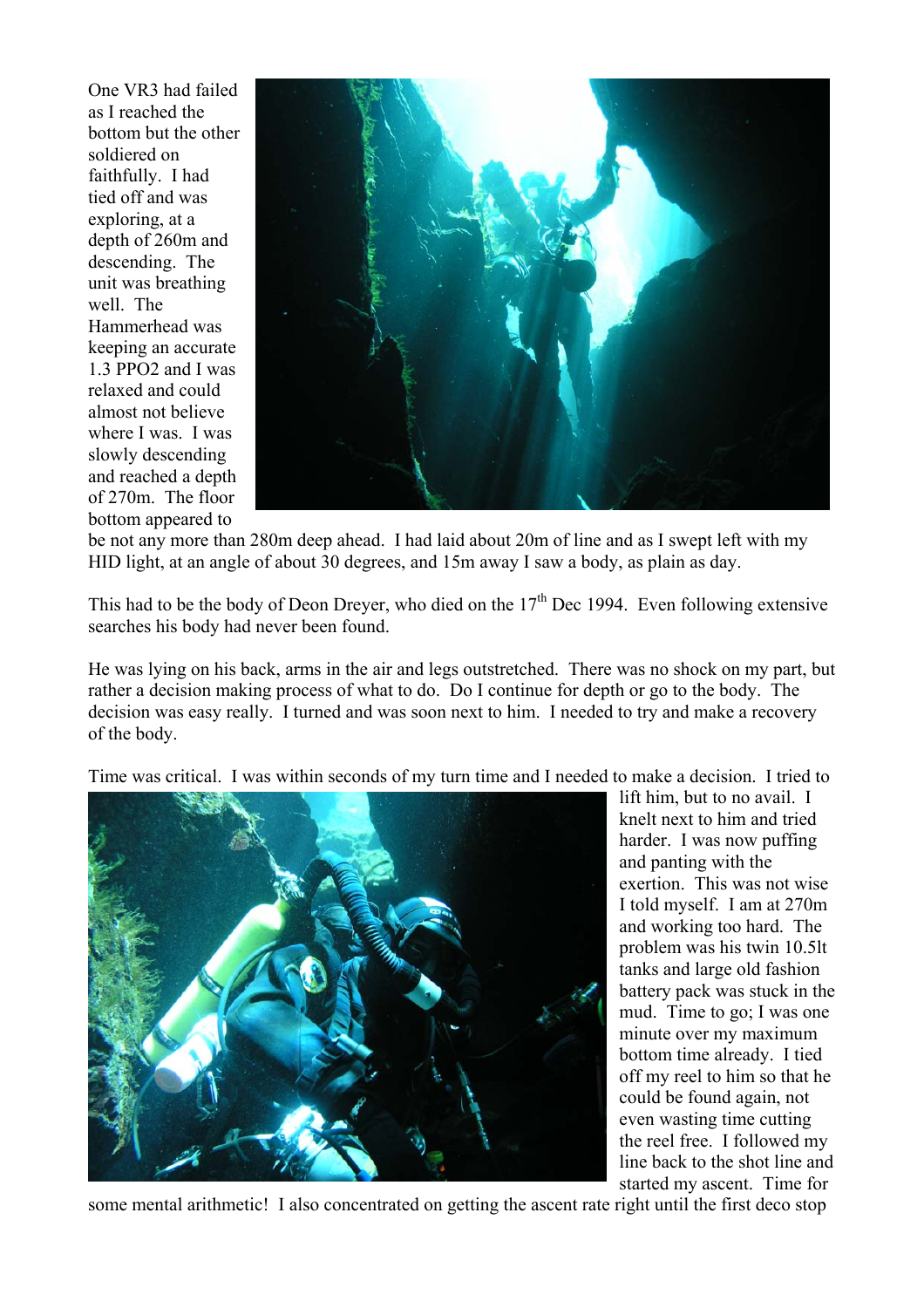One VR3 had failed as I reached the bottom but the other soldiered on faithfully. I had tied off and was exploring, at a depth of 260m and descending. The unit was breathing well. The Hammerhead was keeping an accurate 1.3 PPO2 and I was relaxed and could almost not believe where I was. I was slowly descending and reached a depth of 270m. The floor bottom appeared to be not any more than 280m deep ahead. I had laid about 20m of line and as I swept left with my HID light, at an angle of about 30 degrees, and 15m away I saw a body, as plain as day.

This had to be the body of Deon Dreyer, who died on the 17th Dec 1994. Even following extensive searches his body had never been found.

He was lying on his back, arms in the air and legs outstretched. There was no shock on my part, but rather a decision making process of what to do. Do I continue for depth or go to the body. The decision was easy really. I turned and was soon next to him. I needed to try and make a recovery of the body.

Time was critical. I was within seconds of my turn time and I needed to make a decision. I tried to lift him, but to no avail. I knelt next to him and tried harder. I was now puffing and panting with the exertion. This was not wise I told myself. I am at 270m and working too hard. The problem was his twin 10.5lt tanks and large old fashion battery pack was stuck in the mud. Time to go; I was one minute over my maximum bottom time already. I tied off my reel to him so that he could be found again, not even wasting time cutting the reel free. I followed my line back to the shot line and started my ascent. Time for some mental arithmetic! I also concentrated on getting the ascent rate right until the first deco stop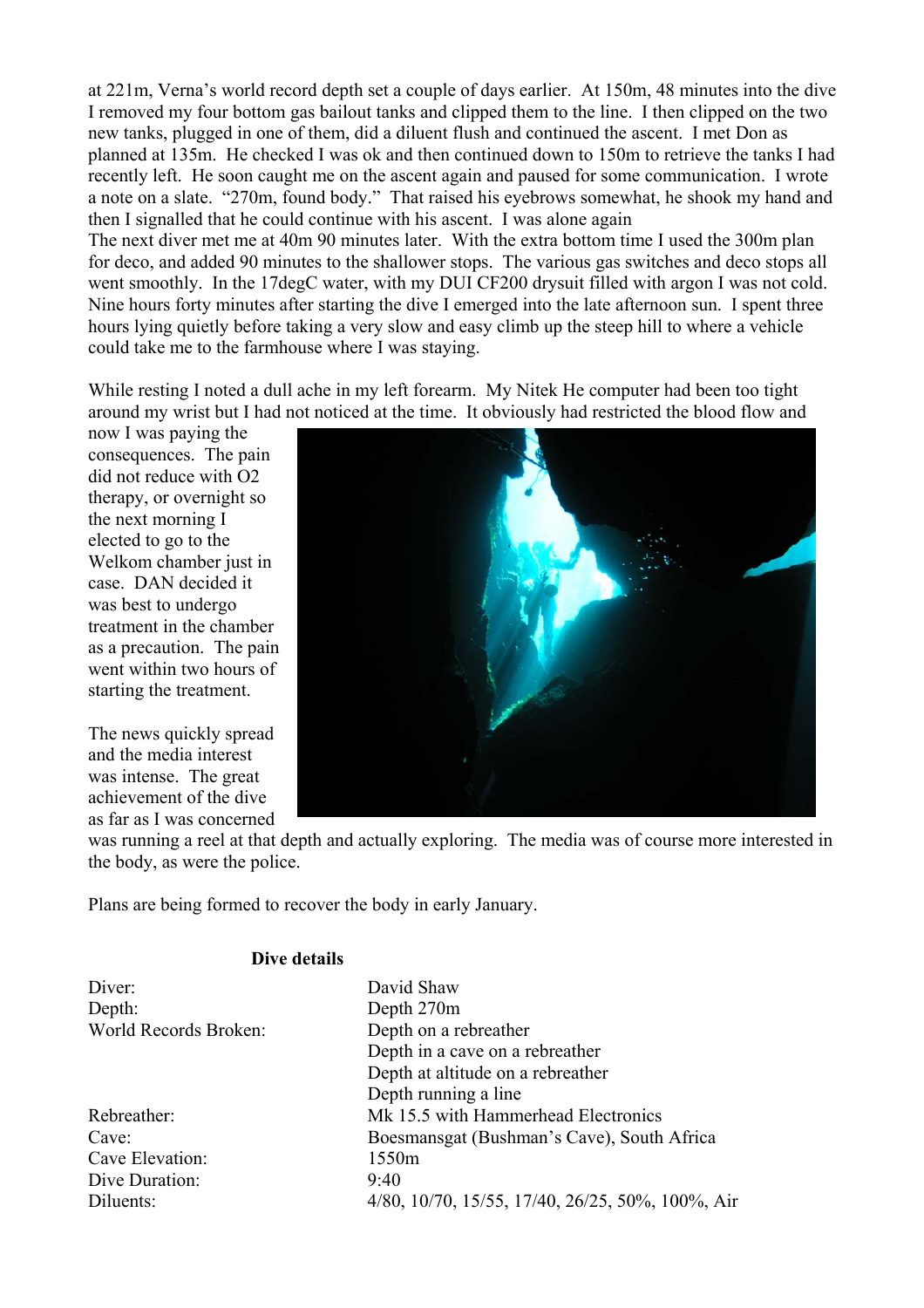at 221m, Verna's world record depth set a couple of days earlier. At 150m, 48 minutes into the dive I removed my four bottom gas bailout tanks and clipped them to the line. I then clipped on the two new tanks, plugged in one of them, did a diluent flush and continued the ascent. I met Don as planned at 135m. He checked I was ok and then continued down to 150m to retrieve the tanks I had recently left. He soon caught me on the ascent again and paused for some communication. I wrote a note on a slate. "270m, found body." That raised his eyebrows somewhat, he shook my hand and then I signalled that he could continue with his ascent. I was alone again

The next diver met me at 40m 90 minutes later. With the extra bottom time I used the 300m plan for deco, and added 90 minutes to the shallower stops. The various gas switches and deco stops all went smoothly. In the 17degC water, with my DUI CF200 drysuit filled with argon I was not cold. Nine hours forty minutes after starting the dive I emerged into the late afternoon sun. I spent three hours lying quietly before taking a very slow and easy climb up the steep hill to where a vehicle could take me to the farmhouse where I was staying.

While resting I noted a dull ache in my left forearm. My Nitek He computer had been too tight around my wrist but I had not noticed at the time. It obviously had restricted the blood flow and now I was paying the consequences. The pain did not reduce with O2 therapy, or overnight so the next morning I elected to go to the Welkom chamber just in case. DAN decided it was best to undergo treatment in the chamber as a precaution. The pain went within two hours of starting the treatment.

The news quickly spread and the media interest was intense. The great achievement of the dive as far as I was concerned was running a reel at that depth and actually exploring. The media was of course more interested in the body, as were the police.

Plans are being formed to recover the body in early January.

**Dive details**

| | |
|---|---|
| Diver: | David Shaw |
| Depth: | Depth 270m |
| World Records Broken: | Depth on a rebreather |
| | Depth in a cave on a rebreather |
| | Depth at altitude on a rebreather |
| | Depth running a line |
| Rebreather: | Mk 15.5 with Hammerhead Electronics |
| Cave: | Boesmansgat (Bushman's Cave), South Africa |
| Cave Elevation: | 1550m |
| Dive Duration: | 9:40 |
| Diluents: | 4/80, 10/70, 15/55, 17/40, 26/25, 50%, 100%, Air |